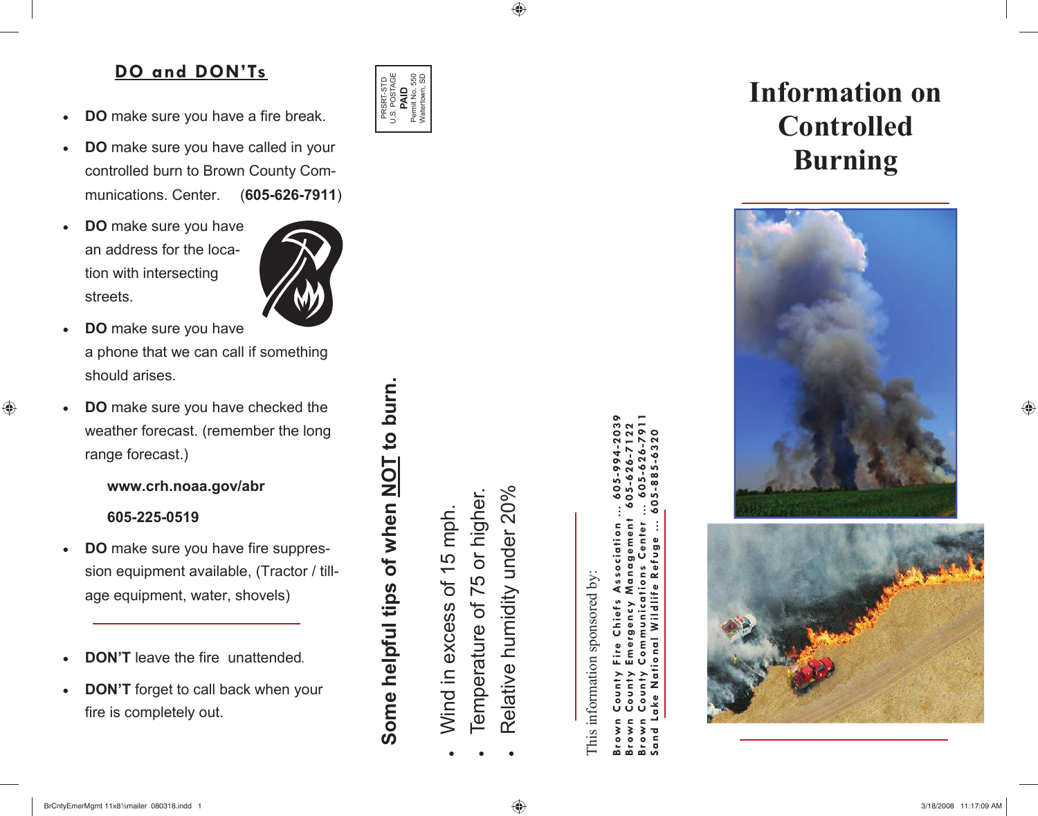## DO and DON'Ts

- **DO** make sure you have a fire break.
- **DO** make sure you have called in your controlled burn to Brown County Communications. Center. (**605-626-7911**)
- **DO** make sure you have an address for the location with intersecting streets.
- **DO** make sure you have a phone that we can call if something should arises.
- **DO** make sure you have checked the weather forecast. (remember the long range forecast.)

  **www.crh.noaa.gov/abr**

  **605-225-0519**

- **DO** make sure you have fire suppression equipment available, (Tractor / tillage equipment, water, shovels)

---

- **DON'T** leave the fire unattended.
- **DON'T** forget to call back when your fire is completely out.

PRSRT-STD
U.S. POSTAGE
**PAID**
Permit No. 550
Watertown, SD

## Some helpful tips of when NOT to burn.

- Wind in excess of 15 mph.
- Temperature of 75 or higher.
- Relative humidity under 20%

This information sponsored by:

Brown County Fire Chiefs Association ... 605-994-2039
Brown County Emergency Management 605-626-7122
Brown County Communications Center ... 605-626-7911
Sand Lake National Wildlife Refuge ... 605-885-6320

# Information on Controlled Burning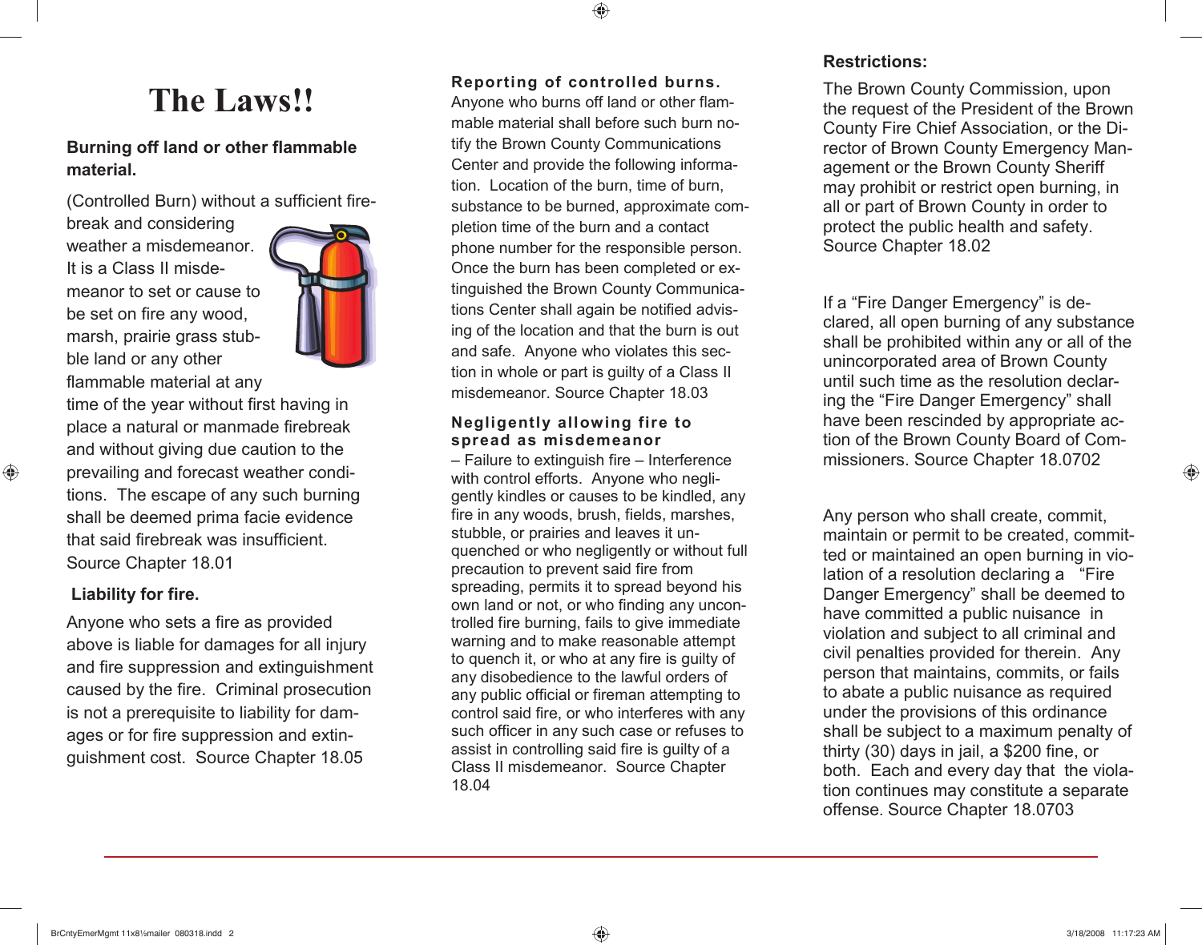# The Laws!!

**Burning off land or other flammable material.**

(Controlled Burn) without a sufficient firebreak and considering weather a misdemeanor. It is a Class II misdemeanor to set or cause to be set on fire any wood, marsh, prairie grass stubble land or any other flammable material at any time of the year without first having in place a natural or manmade firebreak and without giving due caution to the prevailing and forecast weather conditions. The escape of any such burning shall be deemed prima facie evidence that said firebreak was insufficient. Source Chapter 18.01

**Liability for fire.**

Anyone who sets a fire as provided above is liable for damages for all injury and fire suppression and extinguishment caused by the fire. Criminal prosecution is not a prerequisite to liability for damages or for fire suppression and extinguishment cost. Source Chapter 18.05

**Reporting of controlled burns.**

Anyone who burns off land or other flammable material shall before such burn notify the Brown County Communications Center and provide the following information. Location of the burn, time of burn, substance to be burned, approximate completion time of the burn and a contact phone number for the responsible person. Once the burn has been completed or extinguished the Brown County Communications Center shall again be notified advising of the location and that the burn is out and safe. Anyone who violates this section in whole or part is guilty of a Class II misdemeanor. Source Chapter 18.03

**Negligently allowing fire to spread as misdemeanor**

– Failure to extinguish fire – Interference with control efforts. Anyone who negligently kindles or causes to be kindled, any fire in any woods, brush, fields, marshes, stubble, or prairies and leaves it unquenched or who negligently or without full precaution to prevent said fire from spreading, permits it to spread beyond his own land or not, or who finding any uncontrolled fire burning, fails to give immediate warning and to make reasonable attempt to quench it, or who at any fire is guilty of any disobedience to the lawful orders of any public official or fireman attempting to control said fire, or who interferes with any such officer in any such case or refuses to assist in controlling said fire is guilty of a Class II misdemeanor. Source Chapter 18.04

**Restrictions:**

The Brown County Commission, upon the request of the President of the Brown County Fire Chief Association, or the Director of Brown County Emergency Management or the Brown County Sheriff may prohibit or restrict open burning, in all or part of Brown County in order to protect the public health and safety. Source Chapter 18.02

If a "Fire Danger Emergency" is declared, all open burning of any substance shall be prohibited within any or all of the unincorporated area of Brown County until such time as the resolution declaring the "Fire Danger Emergency" shall have been rescinded by appropriate action of the Brown County Board of Commissioners. Source Chapter 18.0702

Any person who shall create, commit, maintain or permit to be created, committed or maintained an open burning in violation of a resolution declaring a "Fire Danger Emergency" shall be deemed to have committed a public nuisance in violation and subject to all criminal and civil penalties provided for therein. Any person that maintains, commits, or fails to abate a public nuisance as required under the provisions of this ordinance shall be subject to a maximum penalty of thirty (30) days in jail, a $200 fine, or both. Each and every day that the violation continues may constitute a separate offense. Source Chapter 18.0703